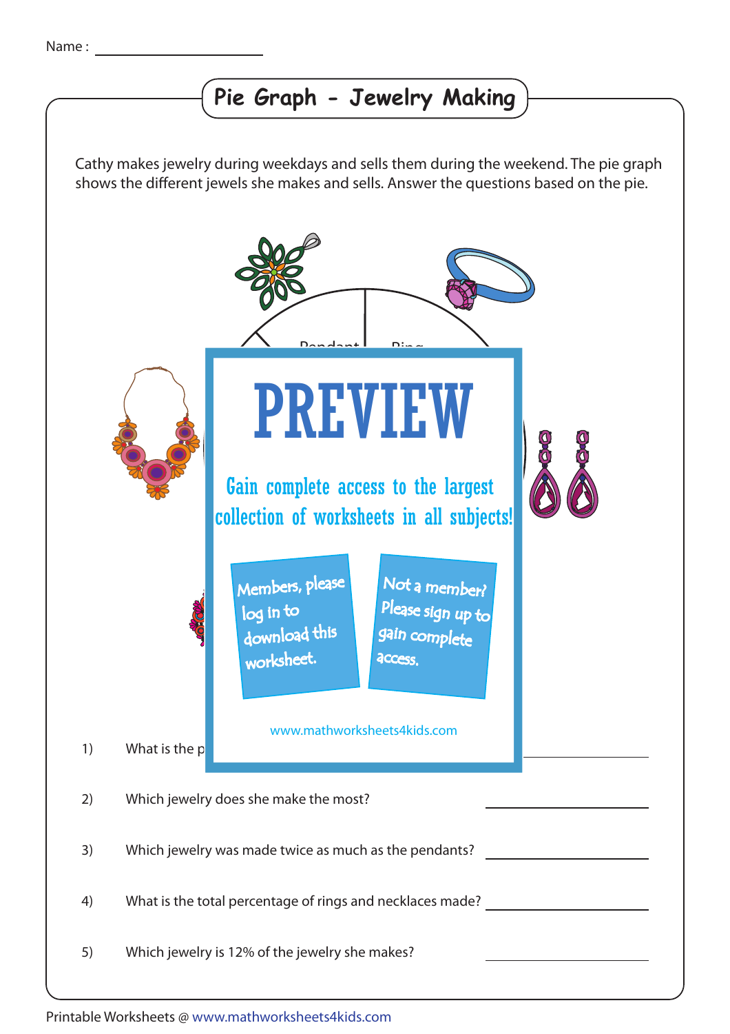Name : ____________________

# Pie Graph - Jewelry Making

Cathy makes jewelry during weekdays and sells them during the weekend. The pie graph shows the different jewels she makes and sells. Answer the questions based on the pie.

Pendant Ring

PREVIEW

Gain complete access to the largest collection of worksheets in all subjects!

Members, please log in to download this worksheet.

Not a member? Please sign up to gain complete access.

www.mathworksheets4kids.com

1) What is the p ____________________

2) Which jewelry does she make the most? ____________________

3) Which jewelry was made twice as much as the pendants? ____________________

4) What is the total percentage of rings and necklaces made? ____________________

5) Which jewelry is 12% of the jewelry she makes? ____________________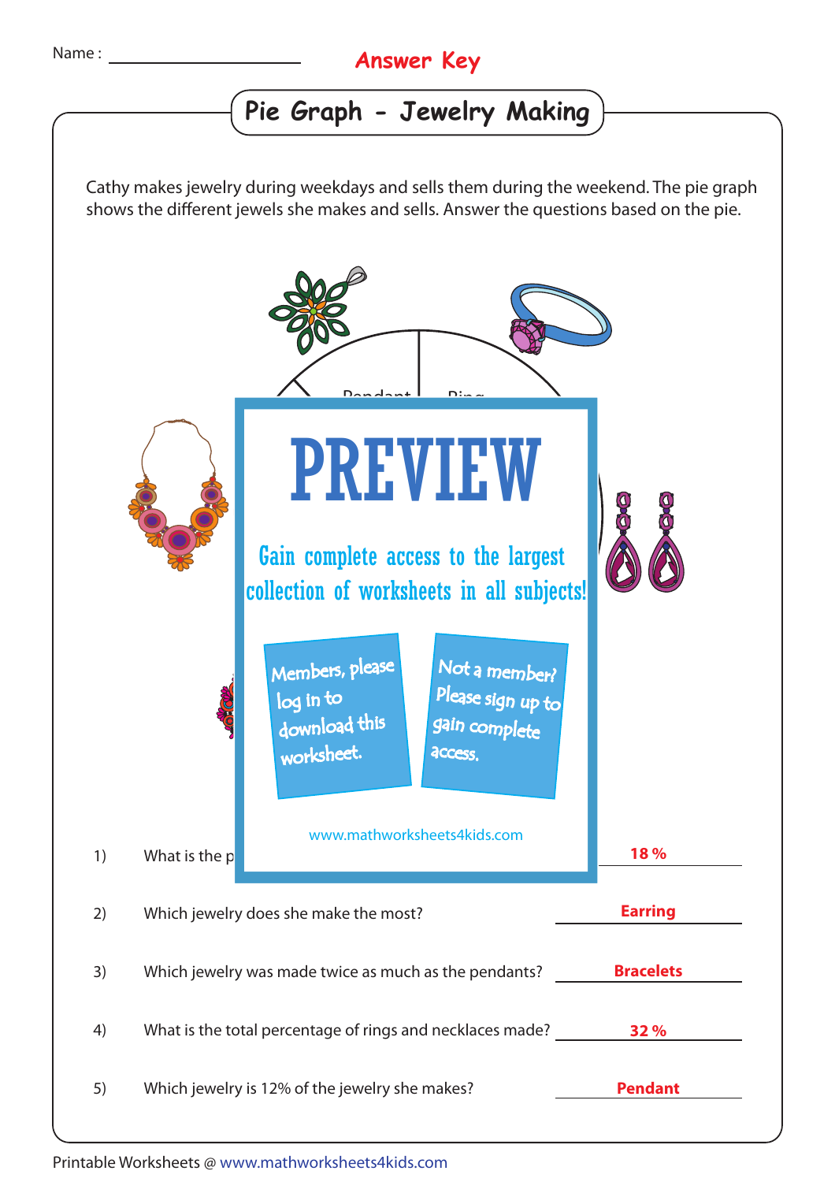Name :

**Answer Key**

# Pie Graph - Jewelry Making

Cathy makes jewelry during weekdays and sells them during the weekend. The pie graph shows the different jewels she makes and sells. Answer the questions based on the pie.

Pendant

Ring

PREVIEW

Gain complete access to the largest collection of worksheets in all subjects!

Members, please log in to download this worksheet.

Not a member? Please sign up to gain complete access.

www.mathworksheets4kids.com

1) What is the p **18 %**

2) Which jewelry does she make the most? **Earring**

3) Which jewelry was made twice as much as the pendants? **Bracelets**

4) What is the total percentage of rings and necklaces made? **32 %**

5) Which jewelry is 12% of the jewelry she makes? **Pendant**